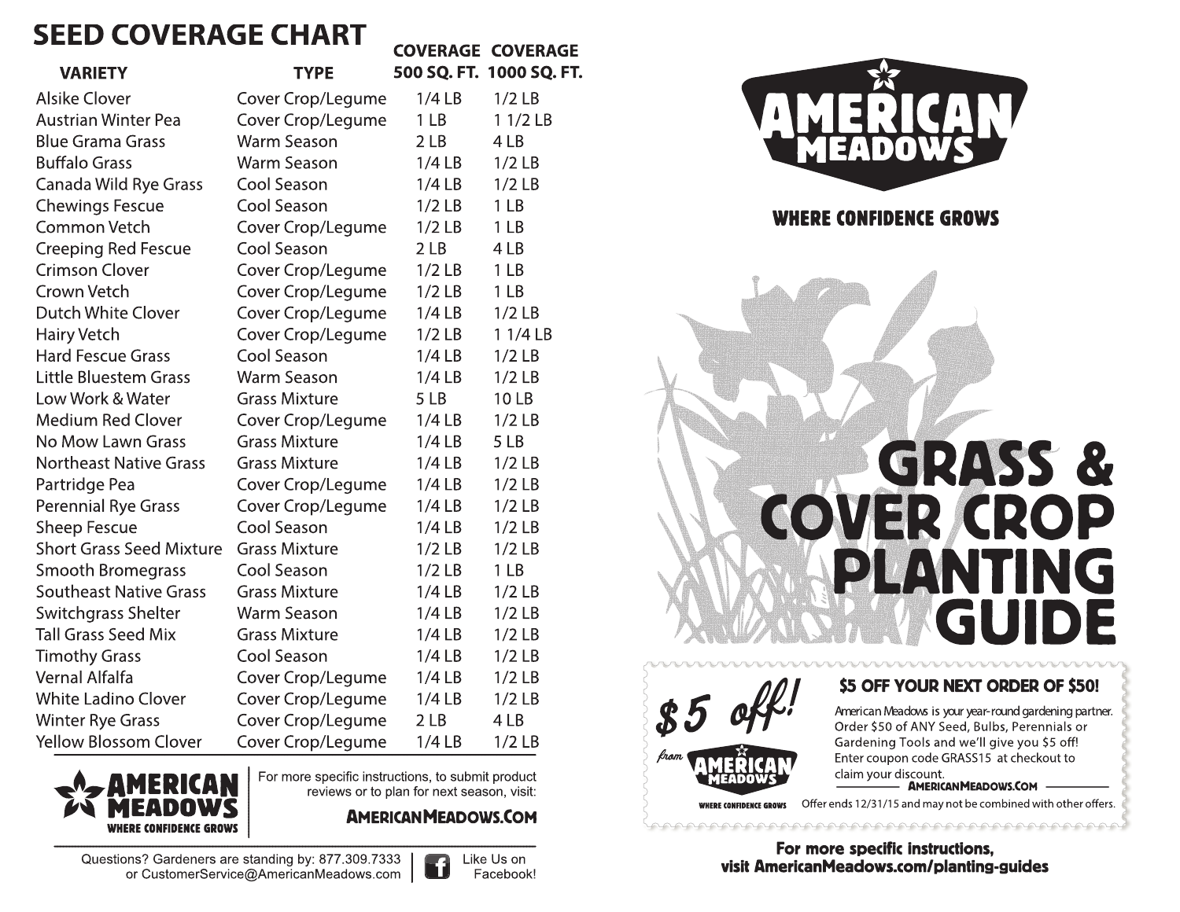# SEED COVERAGE CHART

| VARIETY | TYPE | COVERAGE 500 SQ. FT. | COVERAGE 1000 SQ. FT. |
|---|---|---|---|
| Alsike Clover | Cover Crop/Legume | 1/4 LB | 1/2 LB |
| Austrian Winter Pea | Cover Crop/Legume | 1 LB | 1 1/2 LB |
| Blue Grama Grass | Warm Season | 2 LB | 4 LB |
| Buffalo Grass | Warm Season | 1/4 LB | 1/2 LB |
| Canada Wild Rye Grass | Cool Season | 1/4 LB | 1/2 LB |
| Chewings Fescue | Cool Season | 1/2 LB | 1 LB |
| Common Vetch | Cover Crop/Legume | 1/2 LB | 1 LB |
| Creeping Red Fescue | Cool Season | 2 LB | 4 LB |
| Crimson Clover | Cover Crop/Legume | 1/2 LB | 1 LB |
| Crown Vetch | Cover Crop/Legume | 1/2 LB | 1 LB |
| Dutch White Clover | Cover Crop/Legume | 1/4 LB | 1/2 LB |
| Hairy Vetch | Cover Crop/Legume | 1/2 LB | 1 1/4 LB |
| Hard Fescue Grass | Cool Season | 1/4 LB | 1/2 LB |
| Little Bluestem Grass | Warm Season | 1/4 LB | 1/2 LB |
| Low Work & Water | Grass Mixture | 5 LB | 10 LB |
| Medium Red Clover | Cover Crop/Legume | 1/4 LB | 1/2 LB |
| No Mow Lawn Grass | Grass Mixture | 1/4 LB | 5 LB |
| Northeast Native Grass | Grass Mixture | 1/4 LB | 1/2 LB |
| Partridge Pea | Cover Crop/Legume | 1/4 LB | 1/2 LB |
| Perennial Rye Grass | Cover Crop/Legume | 1/4 LB | 1/2 LB |
| Sheep Fescue | Cool Season | 1/4 LB | 1/2 LB |
| Short Grass Seed Mixture | Grass Mixture | 1/2 LB | 1/2 LB |
| Smooth Bromegrass | Cool Season | 1/2 LB | 1 LB |
| Southeast Native Grass | Grass Mixture | 1/4 LB | 1/2 LB |
| Switchgrass Shelter | Warm Season | 1/4 LB | 1/2 LB |
| Tall Grass Seed Mix | Grass Mixture | 1/4 LB | 1/2 LB |
| Timothy Grass | Cool Season | 1/4 LB | 1/2 LB |
| Vernal Alfalfa | Cover Crop/Legume | 1/4 LB | 1/2 LB |
| White Ladino Clover | Cover Crop/Legume | 1/4 LB | 1/2 LB |
| Winter Rye Grass | Cover Crop/Legume | 2 LB | 4 LB |
| Yellow Blossom Clover | Cover Crop/Legume | 1/4 LB | 1/2 LB |

AMERICAN MEADOWS
WHERE CONFIDENCE GROWS

For more specific instructions, to submit product reviews or to plan for next season, visit:

**AMERICANMEADOWS.COM**

Questions? Gardeners are standing by: 877.309.7333 or CustomerService@AmericanMeadows.com

Like Us on Facebook!

AMERICAN MEADOWS

WHERE CONFIDENCE GROWS

# GRASS & COVER CROP PLANTING GUIDE

*$5 off!* from AMERICAN MEADOWS — WHERE CONFIDENCE GROWS

**$5 OFF YOUR NEXT ORDER OF $50!**

American Meadows is your year-round gardening partner. Order $50 of ANY Seed, Bulbs, Perennials or Gardening Tools and we'll give you $5 off! Enter coupon code GRASS15 at checkout to claim your discount.

AMERICANMEADOWS.COM

Offer ends 12/31/15 and may not be combined with other offers.

**For more specific instructions, visit AmericanMeadows.com/planting-guides**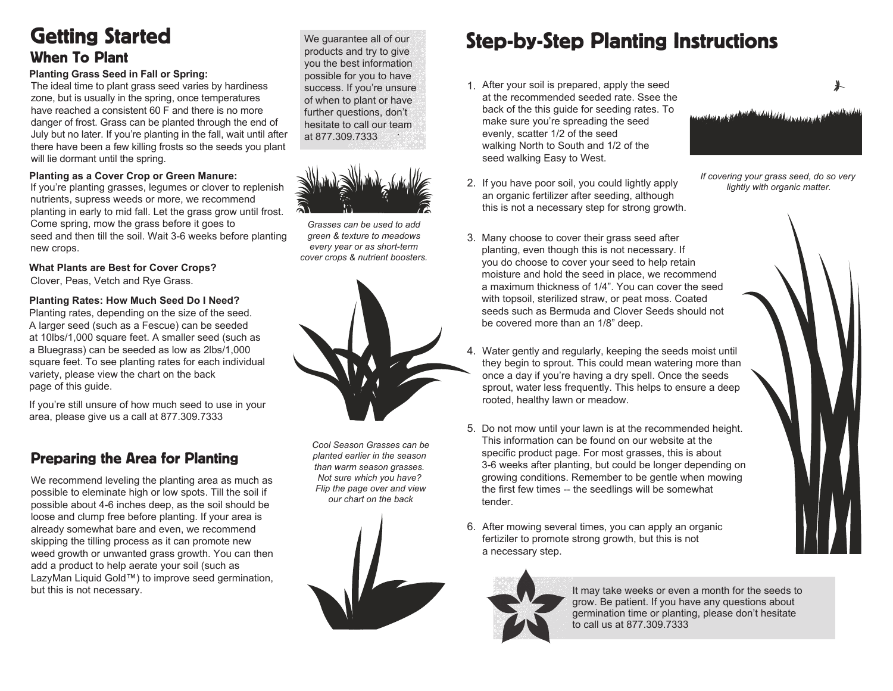# Getting Started

## When To Plant

**Planting Grass Seed in Fall or Spring:**
The ideal time to plant grass seed varies by hardiness zone, but is usually in the spring, once temperatures have reached a consistent 60 F and there is no more danger of frost. Grass can be planted through the end of July but no later. If you're planting in the fall, wait until after there have been a few killing frosts so the seeds you plant will lie dormant until the spring.

**Planting as a Cover Crop or Green Manure:**
If you're planting grasses, legumes or clover to replenish nutrients, supress weeds or more, we recommend planting in early to mid fall. Let the grass grow until frost. Come spring, mow the grass before it goes to seed and then till the soil. Wait 3-6 weeks before planting new crops.

**What Plants are Best for Cover Crops?**
Clover, Peas, Vetch and Rye Grass.

**Planting Rates: How Much Seed Do I Need?**
Planting rates, depending on the size of the seed. A larger seed (such as a Fescue) can be seeded at 10lbs/1,000 square feet. A smaller seed (such as a Bluegrass) can be seeded as low as 2lbs/1,000 square feet. To see planting rates for each individual variety, please view the chart on the back page of this guide.

If you're still unsure of how much seed to use in your area, please give us a call at 877.309.7333

## Preparing the Area for Planting

We recommend leveling the planting area as much as possible to eleminate high or low spots. Till the soil if possible about 4-6 inches deep, as the soil should be loose and clump free before planting. If your area is already somewhat bare and even, we recommend skipping the tilling process as it can promote new weed growth or unwanted grass growth. You can then add a product to help aerate your soil (such as LazyMan Liquid Gold™) to improve seed germination, but this is not necessary.

We guarantee all of our products and try to give you the best information possible for you to have success. If you're unsure of when to plant or have further questions, don't hesitate to call our team at 877.309.7333

*Grasses can be used to add green & texture to meadows every year or as short-term cover crops & nutrient boosters.*

*Cool Season Grasses can be planted earlier in the season than warm season grasses. Not sure which you have? Flip the page over and view our chart on the back*

# Step-by-Step Planting Instructions

1. After your soil is prepared, apply the seed at the recommended seeded rate. Ssee the back of the this guide for seeding rates. To make sure you're spreading the seed evenly, scatter 1/2 of the seed walking North to South and 1/2 of the seed walking Easy to West.

2. If you have poor soil, you could lightly apply an organic fertilizer after seeding, although this is not a necessary step for strong growth.

3. Many choose to cover their grass seed after planting, even though this is not necessary. If you do choose to cover your seed to help retain moisture and hold the seed in place, we recommend a maximum thickness of 1/4". You can cover the seed with topsoil, sterilized straw, or peat moss. Coated seeds such as Bermuda and Clover Seeds should not be covered more than an 1/8" deep.

4. Water gently and regularly, keeping the seeds moist until they begin to sprout. This could mean watering more than once a day if you're having a dry spell. Once the seeds sprout, water less frequently. This helps to ensure a deep rooted, healthy lawn or meadow.

5. Do not mow until your lawn is at the recommended height. This information can be found on our website at the specific product page. For most grasses, this is about 3-6 weeks after planting, but could be longer depending on growing conditions. Remember to be gentle when mowing the first few times -- the seedlings will be somewhat tender.

6. After mowing several times, you can apply an organic fertiziler to promote strong growth, but this is not a necessary step.

*If covering your grass seed, do so very lightly with organic matter.*

It may take weeks or even a month for the seeds to grow. Be patient. If you have any questions about germination time or planting, please don't hesitate to call us at 877.309.7333